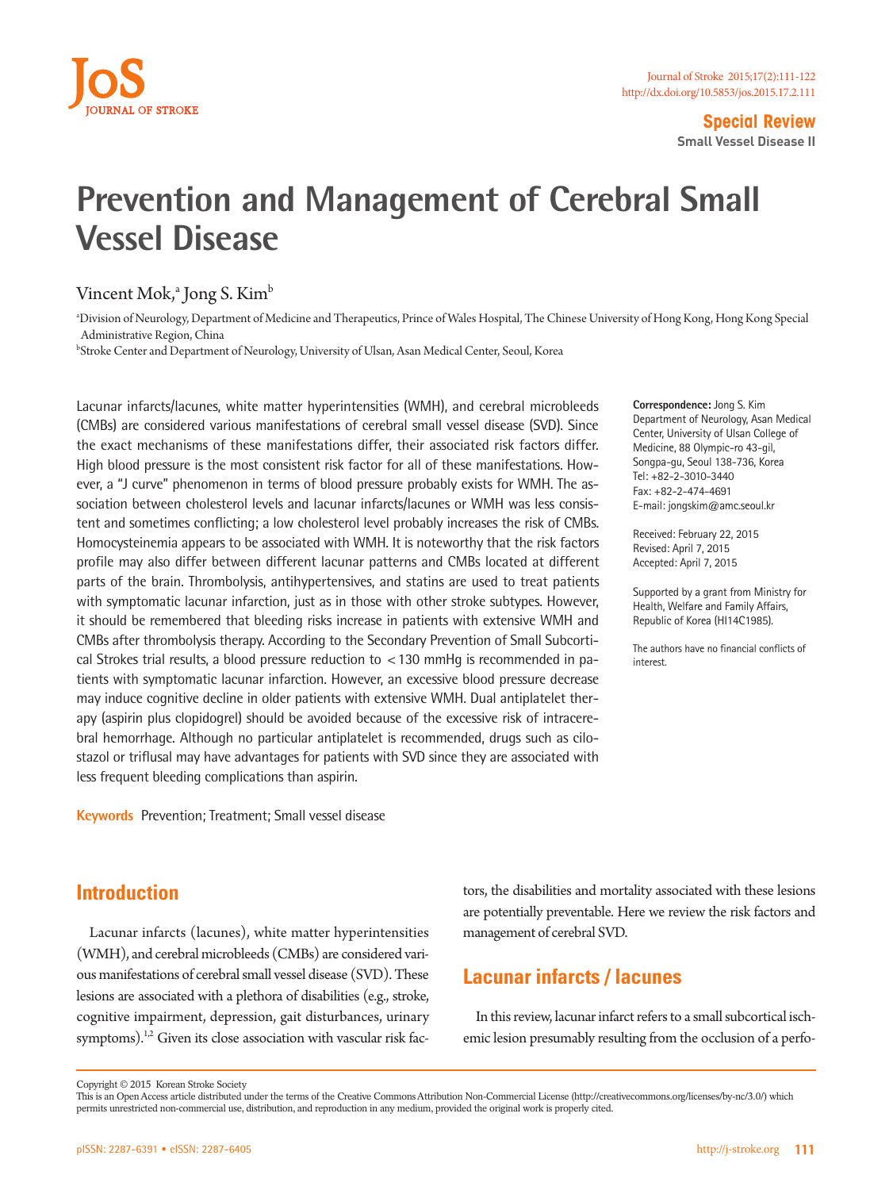Special Review

Small Vessel Disease II

# Prevention and Management of Cerebral Small Vessel Disease

Vincent Mok,[a] Jong S. Kim[b]

[a]Division of Neurology, Department of Medicine and Therapeutics, Prince of Wales Hospital, The Chinese University of Hong Kong, Hong Kong Special Administrative Region, China

[b]Stroke Center and Department of Neurology, University of Ulsan, Asan Medical Center, Seoul, Korea

Lacunar infarcts/lacunes, white matter hyperintensities (WMH), and cerebral microbleeds (CMBs) are considered various manifestations of cerebral small vessel disease (SVD). Since the exact mechanisms of these manifestations differ, their associated risk factors differ. High blood pressure is the most consistent risk factor for all of these manifestations. However, a "J curve" phenomenon in terms of blood pressure probably exists for WMH. The association between cholesterol levels and lacunar infarcts/lacunes or WMH was less consistent and sometimes conflicting; a low cholesterol level probably increases the risk of CMBs. Homocysteinemia appears to be associated with WMH. It is noteworthy that the risk factors profile may also differ between different lacunar patterns and CMBs located at different parts of the brain. Thrombolysis, antihypertensives, and statins are used to treat patients with symptomatic lacunar infarction, just as in those with other stroke subtypes. However, it should be remembered that bleeding risks increase in patients with extensive WMH and CMBs after thrombolysis therapy. According to the Secondary Prevention of Small Subcortical Strokes trial results, a blood pressure reduction to <130 mmHg is recommended in patients with symptomatic lacunar infarction. However, an excessive blood pressure decrease may induce cognitive decline in older patients with extensive WMH. Dual antiplatelet therapy (aspirin plus clopidogrel) should be avoided because of the excessive risk of intracerebral hemorrhage. Although no particular antiplatelet is recommended, drugs such as cilostazol or triflusal may have advantages for patients with SVD since they are associated with less frequent bleeding complications than aspirin.

**Keywords** Prevention; Treatment; Small vessel disease

**Correspondence:** Jong S. Kim
Department of Neurology, Asan Medical Center, University of Ulsan College of Medicine, 88 Olympic-ro 43-gil, Songpa-gu, Seoul 138-736, Korea
Tel: +82-2-3010-3440
Fax: +82-2-474-4691
E-mail: jongskim@amc.seoul.kr

Received: February 22, 2015
Revised: April 7, 2015
Accepted: April 7, 2015

Supported by a grant from Ministry for Health, Welfare and Family Affairs, Republic of Korea (HI14C1985).

The authors have no financial conflicts of interest.

## Introduction

Lacunar infarcts (lacunes), white matter hyperintensities (WMH), and cerebral microbleeds (CMBs) are considered various manifestations of cerebral small vessel disease (SVD). These lesions are associated with a plethora of disabilities (e.g., stroke, cognitive impairment, depression, gait disturbances, urinary symptoms).[1,2] Given its close association with vascular risk factors, the disabilities and mortality associated with these lesions are potentially preventable. Here we review the risk factors and management of cerebral SVD.

## Lacunar infarcts / lacunes

In this review, lacunar infarct refers to a small subcortical ischemic lesion presumably resulting from the occlusion of a perfo-

Copyright © 2015 Korean Stroke Society

This is an Open Access article distributed under the terms of the Creative Commons Attribution Non-Commercial License (http://creativecommons.org/licenses/by-nc/3.0/) which permits unrestricted non-commercial use, distribution, and reproduction in any medium, provided the original work is properly cited.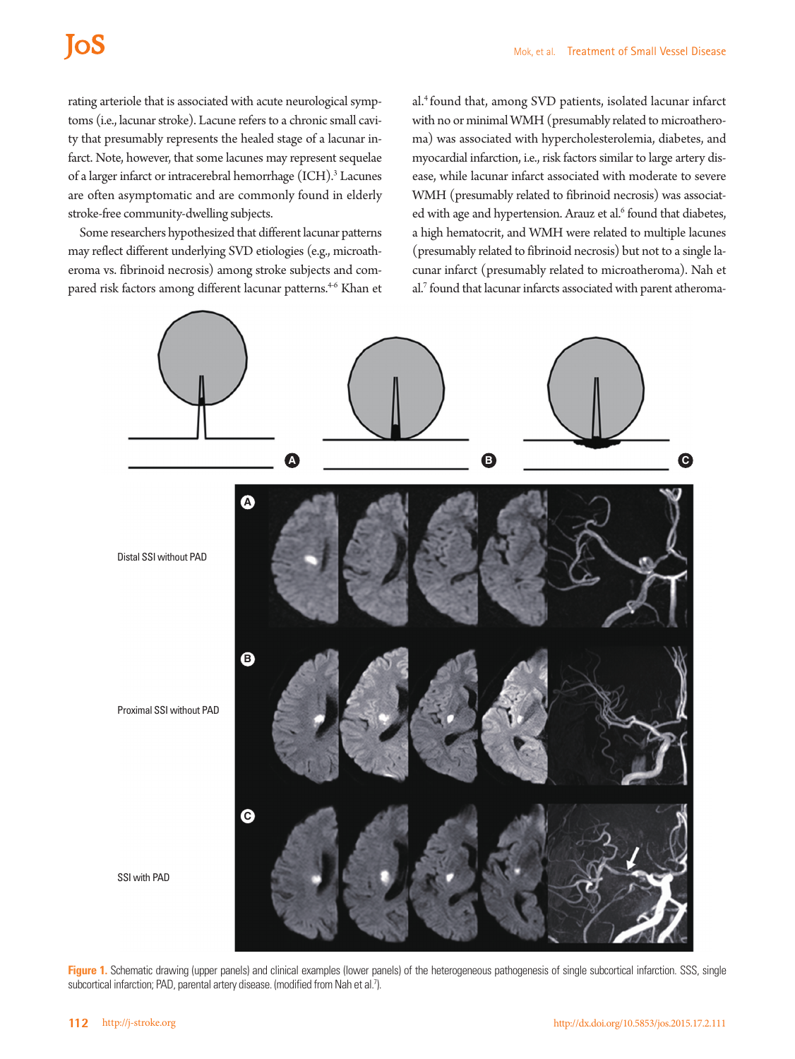rating arteriole that is associated with acute neurological symptoms (i.e., lacunar stroke). Lacune refers to a chronic small cavity that presumably represents the healed stage of a lacunar infarct. Note, however, that some lacunes may represent sequelae of a larger infarct or intracerebral hemorrhage (ICH).[3] Lacunes are often asymptomatic and are commonly found in elderly stroke-free community-dwelling subjects.

Some researchers hypothesized that different lacunar patterns may reflect different underlying SVD etiologies (e.g., microatheroma vs. fibrinoid necrosis) among stroke subjects and compared risk factors among different lacunar patterns.[4-6] Khan et al.[4] found that, among SVD patients, isolated lacunar infarct with no or minimal WMH (presumably related to microatheroma) was associated with hypercholesterolemia, diabetes, and myocardial infarction, i.e., risk factors similar to large artery disease, while lacunar infarct associated with moderate to severe WMH (presumably related to fibrinoid necrosis) was associated with age and hypertension. Arauz et al.[6] found that diabetes, a high hematocrit, and WMH were related to multiple lacunes (presumably related to fibrinoid necrosis) but not to a single lacunar infarct (presumably related to microatheroma). Nah et al.[7] found that lacunar infarcts associated with parent atheroma-

Distal SSI without PAD

Proximal SSI without PAD

SSI with PAD

**Figure 1.** Schematic drawing (upper panels) and clinical examples (lower panels) of the heterogeneous pathogenesis of single subcortical infarction. SSS, single subcortical infarction; PAD, parental artery disease. (modified from Nah et al.[7]).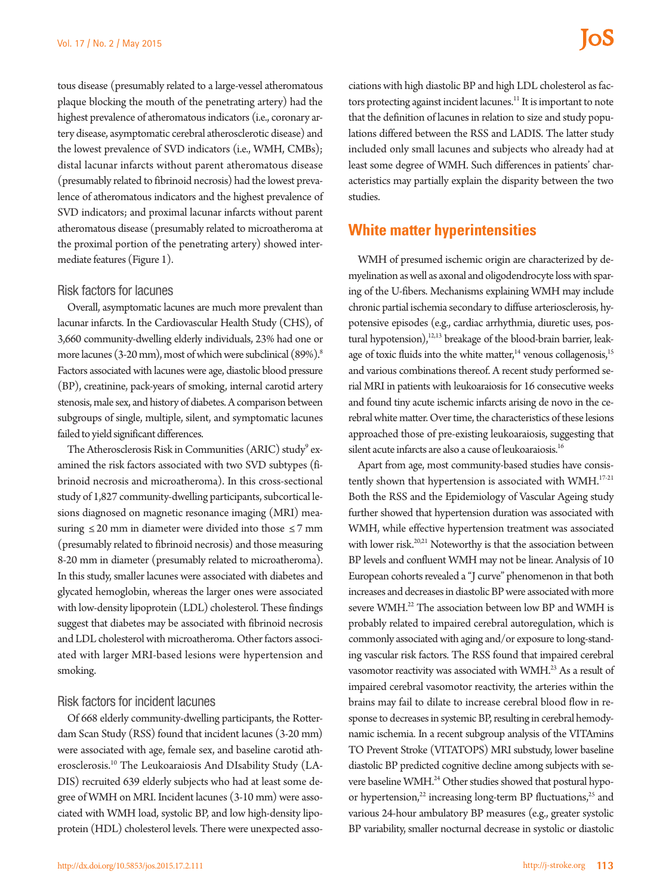tous disease (presumably related to a large-vessel atheromatous plaque blocking the mouth of the penetrating artery) had the highest prevalence of atheromatous indicators (i.e., coronary artery disease, asymptomatic cerebral atherosclerotic disease) and the lowest prevalence of SVD indicators (i.e., WMH, CMBs); distal lacunar infarcts without parent atheromatous disease (presumably related to fibrinoid necrosis) had the lowest prevalence of atheromatous indicators and the highest prevalence of SVD indicators; and proximal lacunar infarcts without parent atheromatous disease (presumably related to microatheroma at the proximal portion of the penetrating artery) showed intermediate features (Figure 1).

### Risk factors for lacunes

Overall, asymptomatic lacunes are much more prevalent than lacunar infarcts. In the Cardiovascular Health Study (CHS), of 3,660 community-dwelling elderly individuals, 23% had one or more lacunes (3-20 mm), most of which were subclinical (89%).[8] Factors associated with lacunes were age, diastolic blood pressure (BP), creatinine, pack-years of smoking, internal carotid artery stenosis, male sex, and history of diabetes. A comparison between subgroups of single, multiple, silent, and symptomatic lacunes failed to yield significant differences.

The Atherosclerosis Risk in Communities (ARIC) study[9] examined the risk factors associated with two SVD subtypes (fibrinoid necrosis and microatheroma). In this cross-sectional study of 1,827 community-dwelling participants, subcortical lesions diagnosed on magnetic resonance imaging (MRI) measuring ≤20 mm in diameter were divided into those ≤7 mm (presumably related to fibrinoid necrosis) and those measuring 8-20 mm in diameter (presumably related to microatheroma). In this study, smaller lacunes were associated with diabetes and glycated hemoglobin, whereas the larger ones were associated with low-density lipoprotein (LDL) cholesterol. These findings suggest that diabetes may be associated with fibrinoid necrosis and LDL cholesterol with microatheroma. Other factors associated with larger MRI-based lesions were hypertension and smoking.

### Risk factors for incident lacunes

Of 668 elderly community-dwelling participants, the Rotterdam Scan Study (RSS) found that incident lacunes (3-20 mm) were associated with age, female sex, and baseline carotid atherosclerosis.[10] The Leukoaraiosis And DIsability Study (LADIS) recruited 639 elderly subjects who had at least some degree of WMH on MRI. Incident lacunes (3-10 mm) were associated with WMH load, systolic BP, and low high-density lipoprotein (HDL) cholesterol levels. There were unexpected associations with high diastolic BP and high LDL cholesterol as factors protecting against incident lacunes.[11] It is important to note that the definition of lacunes in relation to size and study populations differed between the RSS and LADIS. The latter study included only small lacunes and subjects who already had at least some degree of WMH. Such differences in patients' characteristics may partially explain the disparity between the two studies.

## White matter hyperintensities

WMH of presumed ischemic origin are characterized by demyelination as well as axonal and oligodendrocyte loss with sparing of the U-fibers. Mechanisms explaining WMH may include chronic partial ischemia secondary to diffuse arteriosclerosis, hypotensive episodes (e.g., cardiac arrhythmia, diuretic uses, postural hypotension),[12,13] breakage of the blood-brain barrier, leakage of toxic fluids into the white matter,[14] venous collagenosis,[15] and various combinations thereof. A recent study performed serial MRI in patients with leukoaraiosis for 16 consecutive weeks and found tiny acute ischemic infarcts arising de novo in the cerebral white matter. Over time, the characteristics of these lesions approached those of pre-existing leukoaraiosis, suggesting that silent acute infarcts are also a cause of leukoaraiosis.[16]

Apart from age, most community-based studies have consistently shown that hypertension is associated with WMH.[17-21] Both the RSS and the Epidemiology of Vascular Ageing study further showed that hypertension duration was associated with WMH, while effective hypertension treatment was associated with lower risk.[20,21] Noteworthy is that the association between BP levels and confluent WMH may not be linear. Analysis of 10 European cohorts revealed a "J curve" phenomenon in that both increases and decreases in diastolic BP were associated with more severe WMH.[22] The association between low BP and WMH is probably related to impaired cerebral autoregulation, which is commonly associated with aging and/or exposure to long-standing vascular risk factors. The RSS found that impaired cerebral vasomotor reactivity was associated with WMH.[23] As a result of impaired cerebral vasomotor reactivity, the arteries within the brains may fail to dilate to increase cerebral blood flow in response to decreases in systemic BP, resulting in cerebral hemodynamic ischemia. In a recent subgroup analysis of the VITAmins TO Prevent Stroke (VITATOPS) MRI substudy, lower baseline diastolic BP predicted cognitive decline among subjects with severe baseline WMH.[24] Other studies showed that postural hypo- or hypertension,[22] increasing long-term BP fluctuations,[25] and various 24-hour ambulatory BP measures (e.g., greater systolic BP variability, smaller nocturnal decrease in systolic or diastolic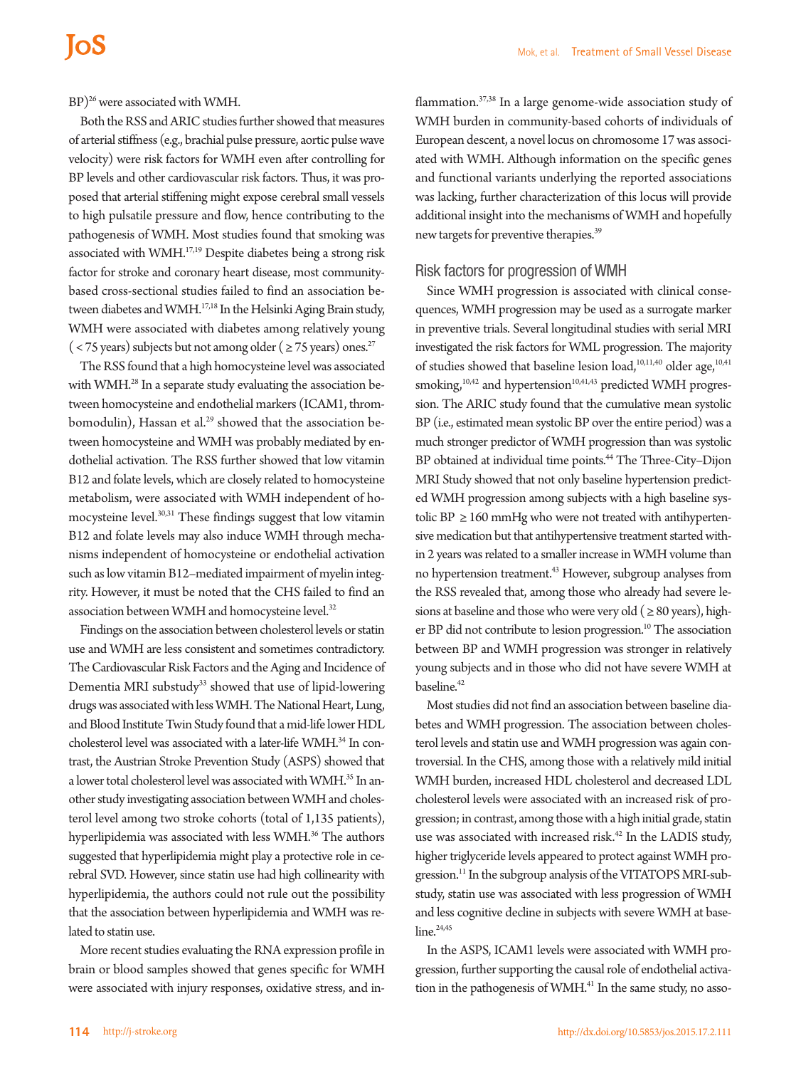BP)[26] were associated with WMH.

Both the RSS and ARIC studies further showed that measures of arterial stiffness (e.g., brachial pulse pressure, aortic pulse wave velocity) were risk factors for WMH even after controlling for BP levels and other cardiovascular risk factors. Thus, it was proposed that arterial stiffening might expose cerebral small vessels to high pulsatile pressure and flow, hence contributing to the pathogenesis of WMH. Most studies found that smoking was associated with WMH.[17,19] Despite diabetes being a strong risk factor for stroke and coronary heart disease, most community-based cross-sectional studies failed to find an association between diabetes and WMH.[17,18] In the Helsinki Aging Brain study, WMH were associated with diabetes among relatively young (< 75 years) subjects but not among older (≥ 75 years) ones.[27]

The RSS found that a high homocysteine level was associated with WMH.[28] In a separate study evaluating the association between homocysteine and endothelial markers (ICAM1, thrombomodulin), Hassan et al.[29] showed that the association between homocysteine and WMH was probably mediated by endothelial activation. The RSS further showed that low vitamin B12 and folate levels, which are closely related to homocysteine metabolism, were associated with WMH independent of homocysteine level.[30,31] These findings suggest that low vitamin B12 and folate levels may also induce WMH through mechanisms independent of homocysteine or endothelial activation such as low vitamin B12–mediated impairment of myelin integrity. However, it must be noted that the CHS failed to find an association between WMH and homocysteine level.[32]

Findings on the association between cholesterol levels or statin use and WMH are less consistent and sometimes contradictory. The Cardiovascular Risk Factors and the Aging and Incidence of Dementia MRI substudy[33] showed that use of lipid-lowering drugs was associated with less WMH. The National Heart, Lung, and Blood Institute Twin Study found that a mid-life lower HDL cholesterol level was associated with a later-life WMH.[34] In contrast, the Austrian Stroke Prevention Study (ASPS) showed that a lower total cholesterol level was associated with WMH.[35] In another study investigating association between WMH and cholesterol level among two stroke cohorts (total of 1,135 patients), hyperlipidemia was associated with less WMH.[36] The authors suggested that hyperlipidemia might play a protective role in cerebral SVD. However, since statin use had high collinearity with hyperlipidemia, the authors could not rule out the possibility that the association between hyperlipidemia and WMH was related to statin use.

More recent studies evaluating the RNA expression profile in brain or blood samples showed that genes specific for WMH were associated with injury responses, oxidative stress, and inflammation.[37,38] In a large genome-wide association study of WMH burden in community-based cohorts of individuals of European descent, a novel locus on chromosome 17 was associated with WMH. Although information on the specific genes and functional variants underlying the reported associations was lacking, further characterization of this locus will provide additional insight into the mechanisms of WMH and hopefully new targets for preventive therapies.[39]

## Risk factors for progression of WMH

Since WMH progression is associated with clinical consequences, WMH progression may be used as a surrogate marker in preventive trials. Several longitudinal studies with serial MRI investigated the risk factors for WML progression. The majority of studies showed that baseline lesion load,[10,11,40] older age,[10,41] smoking,[10,42] and hypertension[10,41,43] predicted WMH progression. The ARIC study found that the cumulative mean systolic BP (i.e., estimated mean systolic BP over the entire period) was a much stronger predictor of WMH progression than was systolic BP obtained at individual time points.[44] The Three-City–Dijon MRI Study showed that not only baseline hypertension predicted WMH progression among subjects with a high baseline systolic BP ≥ 160 mmHg who were not treated with antihypertensive medication but that antihypertensive treatment started within 2 years was related to a smaller increase in WMH volume than no hypertension treatment.[43] However, subgroup analyses from the RSS revealed that, among those who already had severe lesions at baseline and those who were very old (≥ 80 years), higher BP did not contribute to lesion progression.[10] The association between BP and WMH progression was stronger in relatively young subjects and in those who did not have severe WMH at baseline.[42]

Most studies did not find an association between baseline diabetes and WMH progression. The association between cholesterol levels and statin use and WMH progression was again controversial. In the CHS, among those with a relatively mild initial WMH burden, increased HDL cholesterol and decreased LDL cholesterol levels were associated with an increased risk of progression; in contrast, among those with a high initial grade, statin use was associated with increased risk.[42] In the LADIS study, higher triglyceride levels appeared to protect against WMH progression.[11] In the subgroup analysis of the VITATOPS MRI-substudy, statin use was associated with less progression of WMH and less cognitive decline in subjects with severe WMH at baseline.[24,45]

In the ASPS, ICAM1 levels were associated with WMH progression, further supporting the causal role of endothelial activation in the pathogenesis of WMH.[41] In the same study, no asso-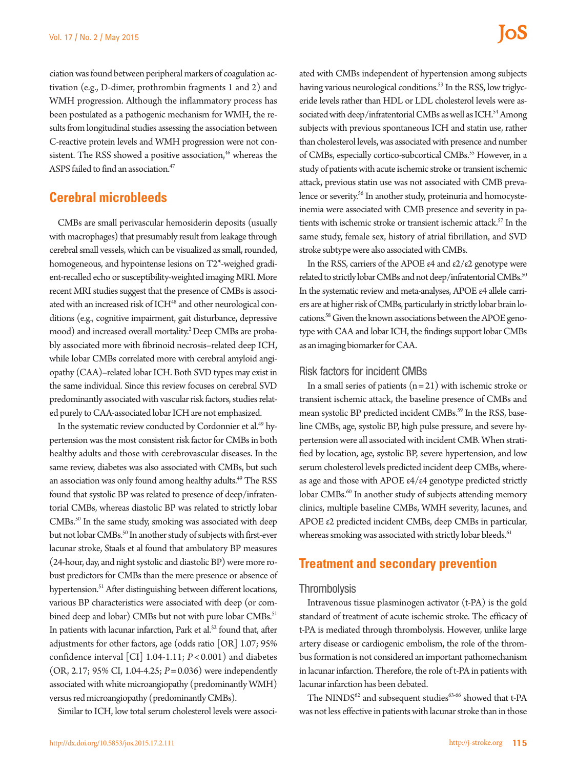ciation was found between peripheral markers of coagulation activation (e.g., D-dimer, prothrombin fragments 1 and 2) and WMH progression. Although the inflammatory process has been postulated as a pathogenic mechanism for WMH, the results from longitudinal studies assessing the association between C-reactive protein levels and WMH progression were not consistent. The RSS showed a positive association,[46] whereas the ASPS failed to find an association.[47]

## Cerebral microbleeds

CMBs are small perivascular hemosiderin deposits (usually with macrophages) that presumably result from leakage through cerebral small vessels, which can be visualized as small, rounded, homogeneous, and hypointense lesions on T2*-weighed gradient-recalled echo or susceptibility-weighted imaging MRI. More recent MRI studies suggest that the presence of CMBs is associated with an increased risk of ICH[48] and other neurological conditions (e.g., cognitive impairment, gait disturbance, depressive mood) and increased overall mortality.[2] Deep CMBs are probably associated more with fibrinoid necrosis–related deep ICH, while lobar CMBs correlated more with cerebral amyloid angiopathy (CAA)–related lobar ICH. Both SVD types may exist in the same individual. Since this review focuses on cerebral SVD predominantly associated with vascular risk factors, studies related purely to CAA-associated lobar ICH are not emphasized.

In the systematic review conducted by Cordonnier et al.[49] hypertension was the most consistent risk factor for CMBs in both healthy adults and those with cerebrovascular diseases. In the same review, diabetes was also associated with CMBs, but such an association was only found among healthy adults.[49] The RSS found that systolic BP was related to presence of deep/infratentorial CMBs, whereas diastolic BP was related to strictly lobar CMBs.[50] In the same study, smoking was associated with deep but not lobar CMBs.[50] In another study of subjects with first-ever lacunar stroke, Staals et al found that ambulatory BP measures (24-hour, day, and night systolic and diastolic BP) were more robust predictors for CMBs than the mere presence or absence of hypertension.[51] After distinguishing between different locations, various BP characteristics were associated with deep (or combined deep and lobar) CMBs but not with pure lobar CMBs.[51] In patients with lacunar infarction, Park et al.[52] found that, after adjustments for other factors, age (odds ratio [OR] 1.07; 95% confidence interval [CI] 1.04-1.11; $P<0.001$) and diabetes (OR, 2.17; 95% CI, 1.04-4.25; $P=0.036$) were independently associated with white microangiopathy (predominantly WMH) versus red microangiopathy (predominantly CMBs).

Similar to ICH, low total serum cholesterol levels were associated with CMBs independent of hypertension among subjects having various neurological conditions.[53] In the RSS, low triglyceride levels rather than HDL or LDL cholesterol levels were associated with deep/infratentorial CMBs as well as ICH.[54] Among subjects with previous spontaneous ICH and statin use, rather than cholesterol levels, was associated with presence and number of CMBs, especially cortico-subcortical CMBs.[55] However, in a study of patients with acute ischemic stroke or transient ischemic attack, previous statin use was not associated with CMB prevalence or severity.[56] In another study, proteinuria and homocysteinemia were associated with CMB presence and severity in patients with ischemic stroke or transient ischemic attack.[57] In the same study, female sex, history of atrial fibrillation, and SVD stroke subtype were also associated with CMBs.

In the RSS, carriers of the APOE ε4 and ε2/ε2 genotype were related to strictly lobar CMBs and not deep/infratentorial CMBs.[50] In the systematic review and meta-analyses, APOE ε4 allele carriers are at higher risk of CMBs, particularly in strictly lobar brain locations.[58] Given the known associations between the APOE genotype with CAA and lobar ICH, the findings support lobar CMBs as an imaging biomarker for CAA.

### Risk factors for incident CMBs

In a small series of patients (n=21) with ischemic stroke or transient ischemic attack, the baseline presence of CMBs and mean systolic BP predicted incident CMBs.[59] In the RSS, baseline CMBs, age, systolic BP, high pulse pressure, and severe hypertension were all associated with incident CMB. When stratified by location, age, systolic BP, severe hypertension, and low serum cholesterol levels predicted incident deep CMBs, whereas age and those with APOE ε4/ε4 genotype predicted strictly lobar CMBs.[60] In another study of subjects attending memory clinics, multiple baseline CMBs, WMH severity, lacunes, and APOE ε2 predicted incident CMBs, deep CMBs in particular, whereas smoking was associated with strictly lobar bleeds.[61]

## Treatment and secondary prevention

### Thrombolysis

Intravenous tissue plasminogen activator (t-PA) is the gold standard of treatment of acute ischemic stroke. The efficacy of t-PA is mediated through thrombolysis. However, unlike large artery disease or cardiogenic embolism, the role of the thrombus formation is not considered an important pathomechanism in lacunar infarction. Therefore, the role of t-PA in patients with lacunar infarction has been debated.

The NINDS[62] and subsequent studies[63-66] showed that t-PA was not less effective in patients with lacunar stroke than in those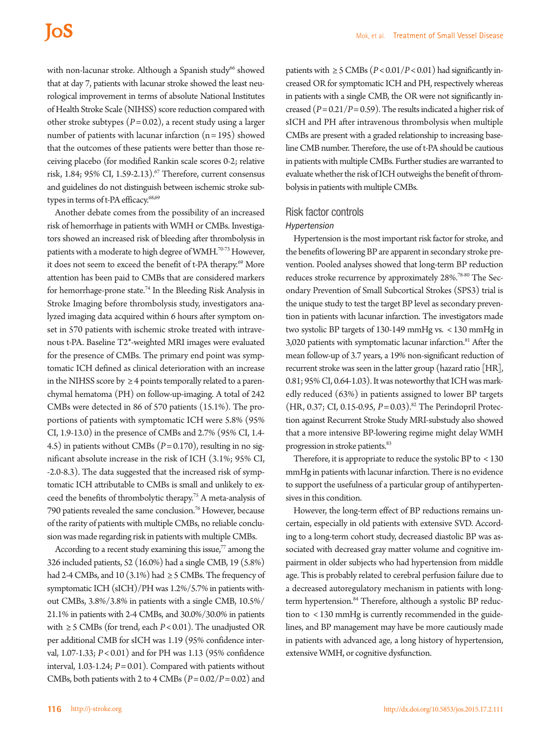with non-lacunar stroke. Although a Spanish study[66] showed that at day 7, patients with lacunar stroke showed the least neurological improvement in terms of absolute National Institutes of Health Stroke Scale (NIHSS) score reduction compared with other stroke subtypes ($P=0.02$), a recent study using a larger number of patients with lacunar infarction (n = 195) showed that the outcomes of these patients were better than those receiving placebo (for modified Rankin scale scores 0-2; relative risk, 1.84; 95% CI, 1.59-2.13).[67] Therefore, current consensus and guidelines do not distinguish between ischemic stroke subtypes in terms of t-PA efficacy.[68,69]

Another debate comes from the possibility of an increased risk of hemorrhage in patients with WMH or CMBs. Investigators showed an increased risk of bleeding after thrombolysis in patients with a moderate to high degree of WMH.[70-73] However, it does not seem to exceed the benefit of t-PA therapy.[69] More attention has been paid to CMBs that are considered markers for hemorrhage-prone state.[74] In the Bleeding Risk Analysis in Stroke Imaging before thrombolysis study, investigators analyzed imaging data acquired within 6 hours after symptom onset in 570 patients with ischemic stroke treated with intravenous t-PA. Baseline T2*-weighted MRI images were evaluated for the presence of CMBs. The primary end point was symptomatic ICH defined as clinical deterioration with an increase in the NIHSS score by ≥4 points temporally related to a parenchymal hematoma (PH) on follow-up-imaging. A total of 242 CMBs were detected in 86 of 570 patients (15.1%). The proportions of patients with symptomatic ICH were 5.8% (95% CI, 1.9-13.0) in the presence of CMBs and 2.7% (95% CI, 1.4-4.5) in patients without CMBs ($P=0.170$), resulting in no significant absolute increase in the risk of ICH (3.1%; 95% CI, -2.0-8.3). The data suggested that the increased risk of symptomatic ICH attributable to CMBs is small and unlikely to exceed the benefits of thrombolytic therapy.[75] A meta-analysis of 790 patients revealed the same conclusion.[76] However, because of the rarity of patients with multiple CMBs, no reliable conclusion was made regarding risk in patients with multiple CMBs.

According to a recent study examining this issue,[77] among the 326 included patients, 52 (16.0%) had a single CMB, 19 (5.8%) had 2-4 CMBs, and 10 (3.1%) had ≥5 CMBs. The frequency of symptomatic ICH (sICH)/PH was 1.2%/5.7% in patients without CMBs, 3.8%/3.8% in patients with a single CMB, 10.5%/21.1% in patients with 2-4 CMBs, and 30.0%/30.0% in patients with ≥5 CMBs (for trend, each $P<0.01$). The unadjusted OR per additional CMB for sICH was 1.19 (95% confidence interval, 1.07-1.33; $P<0.01$) and for PH was 1.13 (95% confidence interval, 1.03-1.24; $P=0.01$). Compared with patients without CMBs, both patients with 2 to 4 CMBs ($P=0.02$/$P=0.02$) and patients with ≥5 CMBs ($P<0.01$/$P<0.01$) had significantly increased OR for symptomatic ICH and PH, respectively whereas in patients with a single CMB, the OR were not significantly increased ($P=0.21$/$P=0.59$). The results indicated a higher risk of sICH and PH after intravenous thrombolysis when multiple CMBs are present with a graded relationship to increasing baseline CMB number. Therefore, the use of t-PA should be cautious in patients with multiple CMBs. Further studies are warranted to evaluate whether the risk of ICH outweighs the benefit of thrombolysis in patients with multiple CMBs.

## Risk factor controls

### *Hypertension*

Hypertension is the most important risk factor for stroke, and the benefits of lowering BP are apparent in secondary stroke prevention. Pooled analyses showed that long-term BP reduction reduces stroke recurrence by approximately 28%.[78-80] The Secondary Prevention of Small Subcortical Strokes (SPS3) trial is the unique study to test the target BP level as secondary prevention in patients with lacunar infarction. The investigators made two systolic BP targets of 130-149 mmHg vs. <130 mmHg in 3,020 patients with symptomatic lacunar infarction.[81] After the mean follow-up of 3.7 years, a 19% non-significant reduction of recurrent stroke was seen in the latter group (hazard ratio [HR], 0.81; 95% CI, 0.64-1.03). It was noteworthy that ICH was markedly reduced (63%) in patients assigned to lower BP targets (HR, 0.37; CI, 0.15-0.95, $P=0.03$).[82] The Perindopril Protection against Recurrent Stroke Study MRI-substudy also showed that a more intensive BP-lowering regime might delay WMH progression in stroke patients.[83]

Therefore, it is appropriate to reduce the systolic BP to <130 mmHg in patients with lacunar infarction. There is no evidence to support the usefulness of a particular group of antihypertensives in this condition.

However, the long-term effect of BP reductions remains uncertain, especially in old patients with extensive SVD. According to a long-term cohort study, decreased diastolic BP was associated with decreased gray matter volume and cognitive impairment in older subjects who had hypertension from middle age. This is probably related to cerebral perfusion failure due to a decreased autoregulatory mechanism in patients with long-term hypertension.[84] Therefore, although a systolic BP reduction to <130 mmHg is currently recommended in the guidelines, and BP management may have be more cautiously made in patients with advanced age, a long history of hypertension, extensive WMH, or cognitive dysfunction.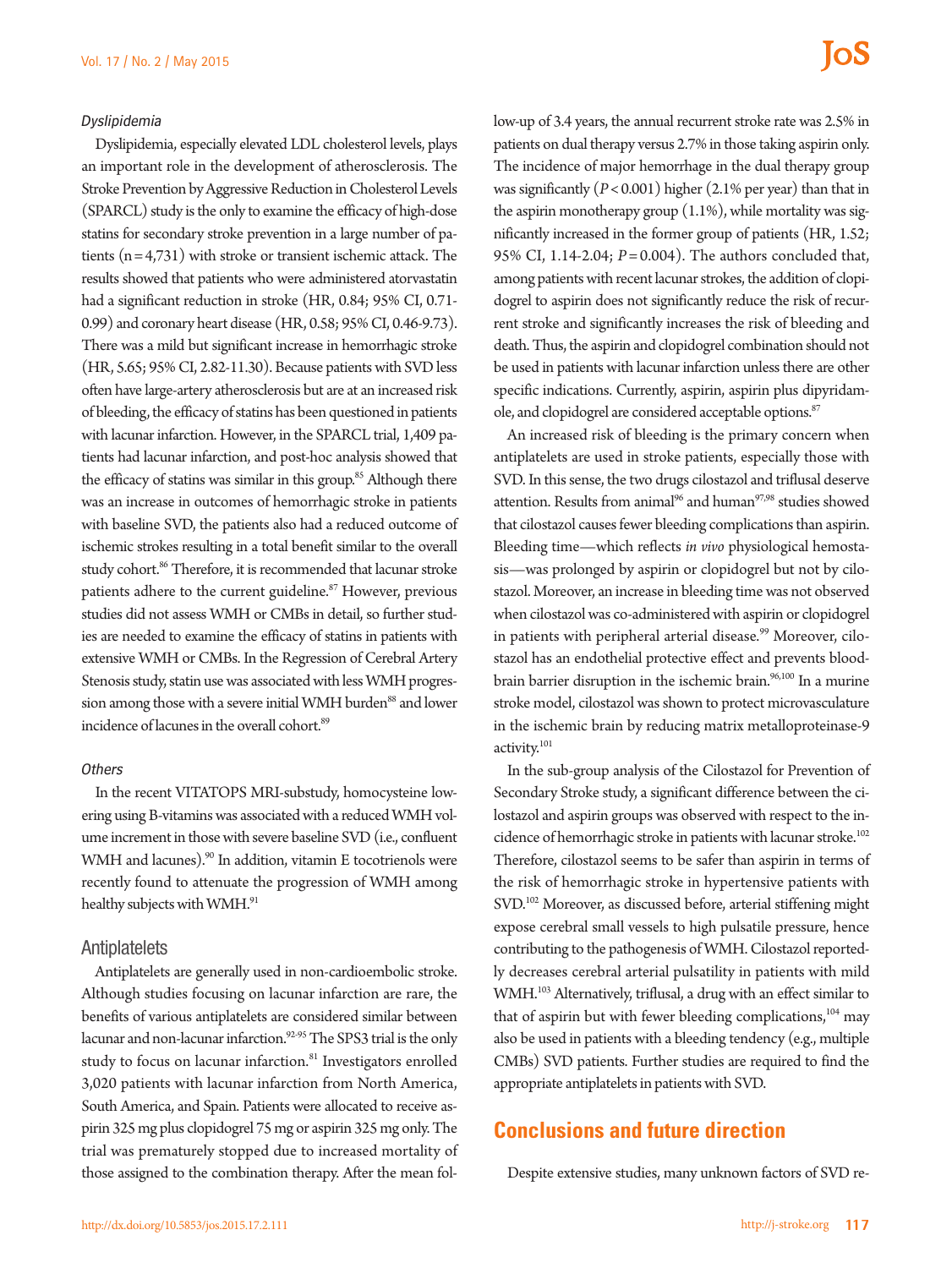### *Dyslipidemia*

Dyslipidemia, especially elevated LDL cholesterol levels, plays an important role in the development of atherosclerosis. The Stroke Prevention by Aggressive Reduction in Cholesterol Levels (SPARCL) study is the only to examine the efficacy of high-dose statins for secondary stroke prevention in a large number of patients (n=4,731) with stroke or transient ischemic attack. The results showed that patients who were administered atorvastatin had a significant reduction in stroke (HR, 0.84; 95% CI, 0.71-0.99) and coronary heart disease (HR, 0.58; 95% CI, 0.46-9.73). There was a mild but significant increase in hemorrhagic stroke (HR, 5.65; 95% CI, 2.82-11.30). Because patients with SVD less often have large-artery atherosclerosis but are at an increased risk of bleeding, the efficacy of statins has been questioned in patients with lacunar infarction. However, in the SPARCL trial, 1,409 patients had lacunar infarction, and post-hoc analysis showed that the efficacy of statins was similar in this group.[85] Although there was an increase in outcomes of hemorrhagic stroke in patients with baseline SVD, the patients also had a reduced outcome of ischemic strokes resulting in a total benefit similar to the overall study cohort.[86] Therefore, it is recommended that lacunar stroke patients adhere to the current guideline.[87] However, previous studies did not assess WMH or CMBs in detail, so further studies are needed to examine the efficacy of statins in patients with extensive WMH or CMBs. In the Regression of Cerebral Artery Stenosis study, statin use was associated with less WMH progression among those with a severe initial WMH burden[88] and lower incidence of lacunes in the overall cohort.[89]

### *Others*

In the recent VITATOPS MRI-substudy, homocysteine lowering using B-vitamins was associated with a reduced WMH volume increment in those with severe baseline SVD (i.e., confluent WMH and lacunes).[90] In addition, vitamin E tocotrienols were recently found to attenuate the progression of WMH among healthy subjects with WMH.[91]

## Antiplatelets

Antiplatelets are generally used in non-cardioembolic stroke. Although studies focusing on lacunar infarction are rare, the benefits of various antiplatelets are considered similar between lacunar and non-lacunar infarction.[92-95] The SPS3 trial is the only study to focus on lacunar infarction.[81] Investigators enrolled 3,020 patients with lacunar infarction from North America, South America, and Spain. Patients were allocated to receive aspirin 325 mg plus clopidogrel 75 mg or aspirin 325 mg only. The trial was prematurely stopped due to increased mortality of those assigned to the combination therapy. After the mean follow-up of 3.4 years, the annual recurrent stroke rate was 2.5% in patients on dual therapy versus 2.7% in those taking aspirin only. The incidence of major hemorrhage in the dual therapy group was significantly ($P<0.001$) higher (2.1% per year) than that in the aspirin monotherapy group (1.1%), while mortality was significantly increased in the former group of patients (HR, 1.52; 95% CI, 1.14-2.04; $P=0.004$). The authors concluded that, among patients with recent lacunar strokes, the addition of clopidogrel to aspirin does not significantly reduce the risk of recurrent stroke and significantly increases the risk of bleeding and death. Thus, the aspirin and clopidogrel combination should not be used in patients with lacunar infarction unless there are other specific indications. Currently, aspirin, aspirin plus dipyridamole, and clopidogrel are considered acceptable options.[87]

An increased risk of bleeding is the primary concern when antiplatelets are used in stroke patients, especially those with SVD. In this sense, the two drugs cilostazol and triflusal deserve attention. Results from animal[96] and human[97,98] studies showed that cilostazol causes fewer bleeding complications than aspirin. Bleeding time—which reflects *in vivo* physiological hemostasis—was prolonged by aspirin or clopidogrel but not by cilostazol. Moreover, an increase in bleeding time was not observed when cilostazol was co-administered with aspirin or clopidogrel in patients with peripheral arterial disease.[99] Moreover, cilostazol has an endothelial protective effect and prevents blood-brain barrier disruption in the ischemic brain.[96,100] In a murine stroke model, cilostazol was shown to protect microvasculature in the ischemic brain by reducing matrix metalloproteinase-9 activity.[101]

In the sub-group analysis of the Cilostazol for Prevention of Secondary Stroke study, a significant difference between the cilostazol and aspirin groups was observed with respect to the incidence of hemorrhagic stroke in patients with lacunar stroke.[102] Therefore, cilostazol seems to be safer than aspirin in terms of the risk of hemorrhagic stroke in hypertensive patients with SVD.[102] Moreover, as discussed before, arterial stiffening might expose cerebral small vessels to high pulsatile pressure, hence contributing to the pathogenesis of WMH. Cilostazol reportedly decreases cerebral arterial pulsatility in patients with mild WMH.[103] Alternatively, triflusal, a drug with an effect similar to that of aspirin but with fewer bleeding complications,[104] may also be used in patients with a bleeding tendency (e.g., multiple CMBs) SVD patients. Further studies are required to find the appropriate antiplatelets in patients with SVD.

## Conclusions and future direction

Despite extensive studies, many unknown factors of SVD re-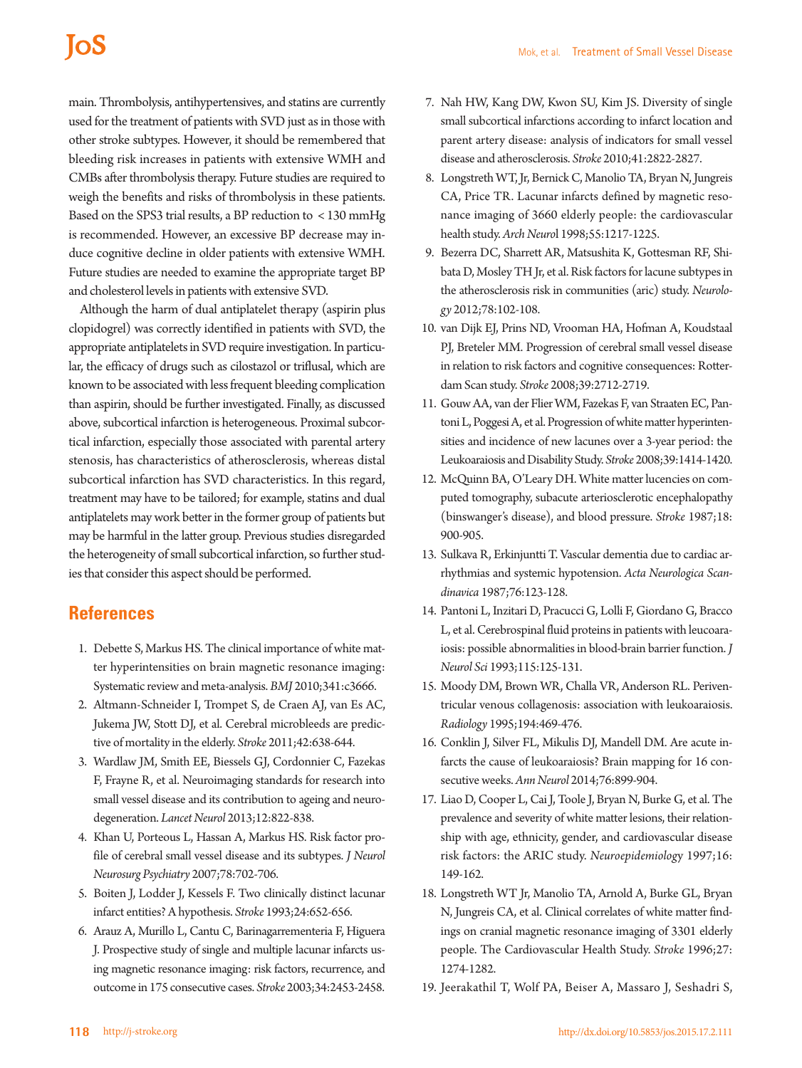main. Thrombolysis, antihypertensives, and statins are currently used for the treatment of patients with SVD just as in those with other stroke subtypes. However, it should be remembered that bleeding risk increases in patients with extensive WMH and CMBs after thrombolysis therapy. Future studies are required to weigh the benefits and risks of thrombolysis in these patients. Based on the SPS3 trial results, a BP reduction to < 130 mmHg is recommended. However, an excessive BP decrease may induce cognitive decline in older patients with extensive WMH. Future studies are needed to examine the appropriate target BP and cholesterol levels in patients with extensive SVD.

Although the harm of dual antiplatelet therapy (aspirin plus clopidogrel) was correctly identified in patients with SVD, the appropriate antiplatelets in SVD require investigation. In particular, the efficacy of drugs such as cilostazol or triflusal, which are known to be associated with less frequent bleeding complication than aspirin, should be further investigated. Finally, as discussed above, subcortical infarction is heterogeneous. Proximal subcortical infarction, especially those associated with parental artery stenosis, has characteristics of atherosclerosis, whereas distal subcortical infarction has SVD characteristics. In this regard, treatment may have to be tailored; for example, statins and dual antiplatelets may work better in the former group of patients but may be harmful in the latter group. Previous studies disregarded the heterogeneity of small subcortical infarction, so further studies that consider this aspect should be performed.

## References

1. Debette S, Markus HS. The clinical importance of white matter hyperintensities on brain magnetic resonance imaging: Systematic review and meta-analysis. *BMJ* 2010;341:c3666.
2. Altmann-Schneider I, Trompet S, de Craen AJ, van Es AC, Jukema JW, Stott DJ, et al. Cerebral microbleeds are predictive of mortality in the elderly. *Stroke* 2011;42:638-644.
3. Wardlaw JM, Smith EE, Biessels GJ, Cordonnier C, Fazekas F, Frayne R, et al. Neuroimaging standards for research into small vessel disease and its contribution to ageing and neurodegeneration. *Lancet Neurol* 2013;12:822-838.
4. Khan U, Porteous L, Hassan A, Markus HS. Risk factor profile of cerebral small vessel disease and its subtypes. *J Neurol Neurosurg Psychiatry* 2007;78:702-706.
5. Boiten J, Lodder J, Kessels F. Two clinically distinct lacunar infarct entities? A hypothesis. *Stroke* 1993;24:652-656.
6. Arauz A, Murillo L, Cantu C, Barinagarrementeria F, Higuera J. Prospective study of single and multiple lacunar infarcts using magnetic resonance imaging: risk factors, recurrence, and outcome in 175 consecutive cases. *Stroke* 2003;34:2453-2458.
7. Nah HW, Kang DW, Kwon SU, Kim JS. Diversity of single small subcortical infarctions according to infarct location and parent artery disease: analysis of indicators for small vessel disease and atherosclerosis. *Stroke* 2010;41:2822-2827.
8. Longstreth WT, Jr, Bernick C, Manolio TA, Bryan N, Jungreis CA, Price TR. Lacunar infarcts defined by magnetic resonance imaging of 3660 elderly people: the cardiovascular health study. *Arch Neurol* 1998;55:1217-1225.
9. Bezerra DC, Sharrett AR, Matsushita K, Gottesman RF, Shibata D, Mosley TH Jr, et al. Risk factors for lacune subtypes in the atherosclerosis risk in communities (aric) study. *Neurology* 2012;78:102-108.
10. van Dijk EJ, Prins ND, Vrooman HA, Hofman A, Koudstaal PJ, Breteler MM. Progression of cerebral small vessel disease in relation to risk factors and cognitive consequences: Rotterdam Scan study. *Stroke* 2008;39:2712-2719.
11. Gouw AA, van der Flier WM, Fazekas F, van Straaten EC, Pantoni L, Poggesi A, et al. Progression of white matter hyperintensities and incidence of new lacunes over a 3-year period: the Leukoaraiosis and Disability Study. *Stroke* 2008;39:1414-1420.
12. McQuinn BA, O'Leary DH. White matter lucencies on computed tomography, subacute arteriosclerotic encephalopathy (binswanger's disease), and blood pressure. *Stroke* 1987;18: 900-905.
13. Sulkava R, Erkinjuntti T. Vascular dementia due to cardiac arrhythmias and systemic hypotension. *Acta Neurologica Scandinavica* 1987;76:123-128.
14. Pantoni L, Inzitari D, Pracucci G, Lolli F, Giordano G, Bracco L, et al. Cerebrospinal fluid proteins in patients with leucoaraiosis: possible abnormalities in blood-brain barrier function. *J Neurol Sci* 1993;115:125-131.
15. Moody DM, Brown WR, Challa VR, Anderson RL. Periventricular venous collagenosis: association with leukoaraiosis. *Radiology* 1995;194:469-476.
16. Conklin J, Silver FL, Mikulis DJ, Mandell DM. Are acute infarcts the cause of leukoaraiosis? Brain mapping for 16 consecutive weeks. *Ann Neurol* 2014;76:899-904.
17. Liao D, Cooper L, Cai J, Toole J, Bryan N, Burke G, et al. The prevalence and severity of white matter lesions, their relationship with age, ethnicity, gender, and cardiovascular disease risk factors: the ARIC study. *Neuroepidemiology* 1997;16: 149-162.
18. Longstreth WT Jr, Manolio TA, Arnold A, Burke GL, Bryan N, Jungreis CA, et al. Clinical correlates of white matter findings on cranial magnetic resonance imaging of 3301 elderly people. The Cardiovascular Health Study. *Stroke* 1996;27: 1274-1282.
19. Jeerakathil T, Wolf PA, Beiser A, Massaro J, Seshadri S,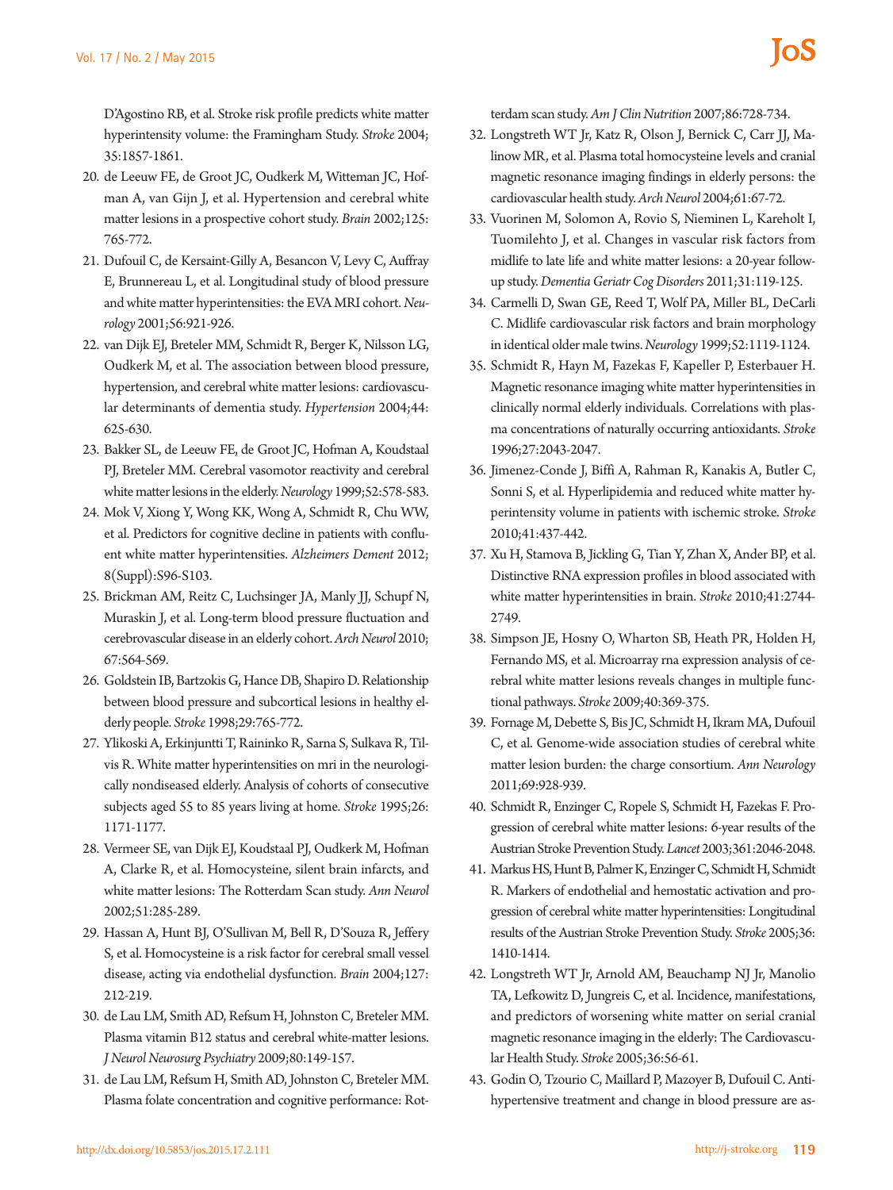D'Agostino RB, et al. Stroke risk profile predicts white matter hyperintensity volume: the Framingham Study. *Stroke* 2004; 35:1857-1861.

20. de Leeuw FE, de Groot JC, Oudkerk M, Witteman JC, Hofman A, van Gijn J, et al. Hypertension and cerebral white matter lesions in a prospective cohort study. *Brain* 2002;125: 765-772.
21. Dufouil C, de Kersaint-Gilly A, Besancon V, Levy C, Auffray E, Brunnereau L, et al. Longitudinal study of blood pressure and white matter hyperintensities: the EVA MRI cohort. *Neurology* 2001;56:921-926.
22. van Dijk EJ, Breteler MM, Schmidt R, Berger K, Nilsson LG, Oudkerk M, et al. The association between blood pressure, hypertension, and cerebral white matter lesions: cardiovascular determinants of dementia study. *Hypertension* 2004;44: 625-630.
23. Bakker SL, de Leeuw FE, de Groot JC, Hofman A, Koudstaal PJ, Breteler MM. Cerebral vasomotor reactivity and cerebral white matter lesions in the elderly. *Neurology* 1999;52:578-583.
24. Mok V, Xiong Y, Wong KK, Wong A, Schmidt R, Chu WW, et al. Predictors for cognitive decline in patients with confluent white matter hyperintensities. *Alzheimers Dement* 2012; 8(Suppl):S96-S103.
25. Brickman AM, Reitz C, Luchsinger JA, Manly JJ, Schupf N, Muraskin J, et al. Long-term blood pressure fluctuation and cerebrovascular disease in an elderly cohort. *Arch Neurol* 2010; 67:564-569.
26. Goldstein IB, Bartzokis G, Hance DB, Shapiro D. Relationship between blood pressure and subcortical lesions in healthy elderly people. *Stroke* 1998;29:765-772.
27. Ylikoski A, Erkinjuntti T, Raininko R, Sarna S, Sulkava R, Tilvis R. White matter hyperintensities on mri in the neurologically nondiseased elderly. Analysis of cohorts of consecutive subjects aged 55 to 85 years living at home. *Stroke* 1995;26: 1171-1177.
28. Vermeer SE, van Dijk EJ, Koudstaal PJ, Oudkerk M, Hofman A, Clarke R, et al. Homocysteine, silent brain infarcts, and white matter lesions: The Rotterdam Scan study. *Ann Neurol* 2002;51:285-289.
29. Hassan A, Hunt BJ, O'Sullivan M, Bell R, D'Souza R, Jeffery S, et al. Homocysteine is a risk factor for cerebral small vessel disease, acting via endothelial dysfunction. *Brain* 2004;127: 212-219.
30. de Lau LM, Smith AD, Refsum H, Johnston C, Breteler MM. Plasma vitamin B12 status and cerebral white-matter lesions. *J Neurol Neurosurg Psychiatry* 2009;80:149-157.
31. de Lau LM, Refsum H, Smith AD, Johnston C, Breteler MM. Plasma folate concentration and cognitive performance: Rotterdam scan study. *Am J Clin Nutrition* 2007;86:728-734.
32. Longstreth WT Jr, Katz R, Olson J, Bernick C, Carr JJ, Malinow MR, et al. Plasma total homocysteine levels and cranial magnetic resonance imaging findings in elderly persons: the cardiovascular health study. *Arch Neurol* 2004;61:67-72.
33. Vuorinen M, Solomon A, Rovio S, Nieminen L, Kareholt I, Tuomilehto J, et al. Changes in vascular risk factors from midlife to late life and white matter lesions: a 20-year follow-up study. *Dementia Geriatr Cog Disorders* 2011;31:119-125.
34. Carmelli D, Swan GE, Reed T, Wolf PA, Miller BL, DeCarli C. Midlife cardiovascular risk factors and brain morphology in identical older male twins. *Neurology* 1999;52:1119-1124.
35. Schmidt R, Hayn M, Fazekas F, Kapeller P, Esterbauer H. Magnetic resonance imaging white matter hyperintensities in clinically normal elderly individuals. Correlations with plasma concentrations of naturally occurring antioxidants. *Stroke* 1996;27:2043-2047.
36. Jimenez-Conde J, Biffi A, Rahman R, Kanakis A, Butler C, Sonni S, et al. Hyperlipidemia and reduced white matter hyperintensity volume in patients with ischemic stroke. *Stroke* 2010;41:437-442.
37. Xu H, Stamova B, Jickling G, Tian Y, Zhan X, Ander BP, et al. Distinctive RNA expression profiles in blood associated with white matter hyperintensities in brain. *Stroke* 2010;41:2744-2749.
38. Simpson JE, Hosny O, Wharton SB, Heath PR, Holden H, Fernando MS, et al. Microarray rna expression analysis of cerebral white matter lesions reveals changes in multiple functional pathways. *Stroke* 2009;40:369-375.
39. Fornage M, Debette S, Bis JC, Schmidt H, Ikram MA, Dufouil C, et al. Genome-wide association studies of cerebral white matter lesion burden: the charge consortium. *Ann Neurology* 2011;69:928-939.
40. Schmidt R, Enzinger C, Ropele S, Schmidt H, Fazekas F. Progression of cerebral white matter lesions: 6-year results of the Austrian Stroke Prevention Study. *Lancet* 2003;361:2046-2048.
41. Markus HS, Hunt B, Palmer K, Enzinger C, Schmidt H, Schmidt R. Markers of endothelial and hemostatic activation and progression of cerebral white matter hyperintensities: Longitudinal results of the Austrian Stroke Prevention Study. *Stroke* 2005;36: 1410-1414.
42. Longstreth WT Jr, Arnold AM, Beauchamp NJ Jr, Manolio TA, Lefkowitz D, Jungreis C, et al. Incidence, manifestations, and predictors of worsening white matter on serial cranial magnetic resonance imaging in the elderly: The Cardiovascular Health Study. *Stroke* 2005;36:56-61.
43. Godin O, Tzourio C, Maillard P, Mazoyer B, Dufouil C. Antihypertensive treatment and change in blood pressure are as-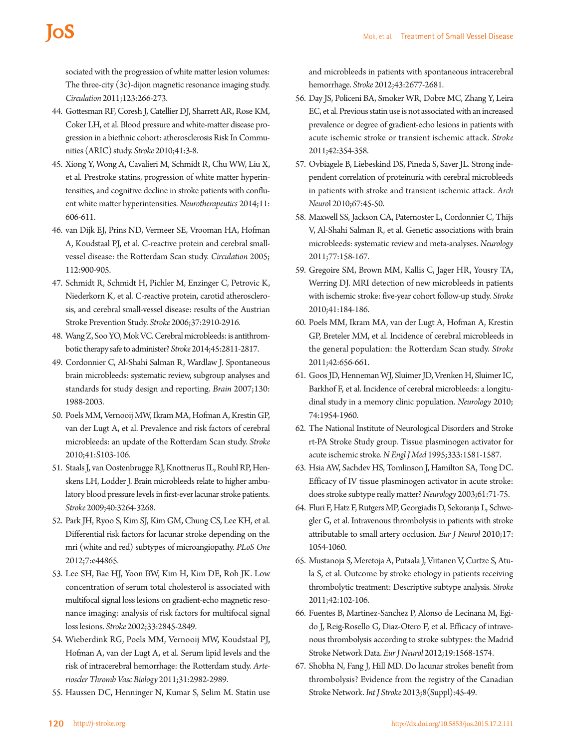sociated with the progression of white matter lesion volumes: The three-city (3c)-dijon magnetic resonance imaging study. *Circulation* 2011;123:266-273.

44. Gottesman RF, Coresh J, Catellier DJ, Sharrett AR, Rose KM, Coker LH, et al. Blood pressure and white-matter disease progression in a biethnic cohort: atherosclerosis Risk In Communities (ARIC) study. *Stroke* 2010;41:3-8.
45. Xiong Y, Wong A, Cavalieri M, Schmidt R, Chu WW, Liu X, et al. Prestroke statins, progression of white matter hyperintensities, and cognitive decline in stroke patients with confluent white matter hyperintensities. *Neurotherapeutics* 2014;11:606-611.
46. van Dijk EJ, Prins ND, Vermeer SE, Vrooman HA, Hofman A, Koudstaal PJ, et al. C-reactive protein and cerebral small-vessel disease: the Rotterdam Scan study. *Circulation* 2005;112:900-905.
47. Schmidt R, Schmidt H, Pichler M, Enzinger C, Petrovic K, Niederkorn K, et al. C-reactive protein, carotid atherosclerosis, and cerebral small-vessel disease: results of the Austrian Stroke Prevention Study. *Stroke* 2006;37:2910-2916.
48. Wang Z, Soo YO, Mok VC. Cerebral microbleeds: is antithrombotic therapy safe to administer? *Stroke* 2014;45:2811-2817.
49. Cordonnier C, Al-Shahi Salman R, Wardlaw J. Spontaneous brain microbleeds: systematic review, subgroup analyses and standards for study design and reporting. *Brain* 2007;130:1988-2003.
50. Poels MM, Vernooij MW, Ikram MA, Hofman A, Krestin GP, van der Lugt A, et al. Prevalence and risk factors of cerebral microbleeds: an update of the Rotterdam Scan study. *Stroke* 2010;41:S103-106.
51. Staals J, van Oostenbrugge RJ, Knottnerus IL, Rouhl RP, Henskens LH, Lodder J. Brain microbleeds relate to higher ambulatory blood pressure levels in first-ever lacunar stroke patients. *Stroke* 2009;40:3264-3268.
52. Park JH, Ryoo S, Kim SJ, Kim GM, Chung CS, Lee KH, et al. Differential risk factors for lacunar stroke depending on the mri (white and red) subtypes of microangiopathy. *PLoS One* 2012;7:e44865.
53. Lee SH, Bae HJ, Yoon BW, Kim H, Kim DE, Roh JK. Low concentration of serum total cholesterol is associated with multifocal signal loss lesions on gradient-echo magnetic resonance imaging: analysis of risk factors for multifocal signal loss lesions. *Stroke* 2002;33:2845-2849.
54. Wieberdink RG, Poels MM, Vernooij MW, Koudstaal PJ, Hofman A, van der Lugt A, et al. Serum lipid levels and the risk of intracerebral hemorrhage: the Rotterdam study. *Arterioscler Thromb Vasc Biology* 2011;31:2982-2989.
55. Haussen DC, Henninger N, Kumar S, Selim M. Statin use and microbleeds in patients with spontaneous intracerebral hemorrhage. *Stroke* 2012;43:2677-2681.
56. Day JS, Policeni BA, Smoker WR, Dobre MC, Zhang Y, Leira EC, et al. Previous statin use is not associated with an increased prevalence or degree of gradient-echo lesions in patients with acute ischemic stroke or transient ischemic attack. *Stroke* 2011;42:354-358.
57. Ovbiagele B, Liebeskind DS, Pineda S, Saver JL. Strong independent correlation of proteinuria with cerebral microbleeds in patients with stroke and transient ischemic attack. *Arch Neurol* 2010;67:45-50.
58. Maxwell SS, Jackson CA, Paternoster L, Cordonnier C, Thijs V, Al-Shahi Salman R, et al. Genetic associations with brain microbleeds: systematic review and meta-analyses. *Neurology* 2011;77:158-167.
59. Gregoire SM, Brown MM, Kallis C, Jager HR, Yousry TA, Werring DJ. MRI detection of new microbleeds in patients with ischemic stroke: five-year cohort follow-up study. *Stroke* 2010;41:184-186.
60. Poels MM, Ikram MA, van der Lugt A, Hofman A, Krestin GP, Breteler MM, et al. Incidence of cerebral microbleeds in the general population: the Rotterdam Scan study. *Stroke* 2011;42:656-661.
61. Goos JD, Henneman WJ, Sluimer JD, Vrenken H, Sluimer IC, Barkhof F, et al. Incidence of cerebral microbleeds: a longitudinal study in a memory clinic population. *Neurology* 2010;74:1954-1960.
62. The National Institute of Neurological Disorders and Stroke rt-PA Stroke Study group. Tissue plasminogen activator for acute ischemic stroke. *N Engl J Med* 1995;333:1581-1587.
63. Hsia AW, Sachdev HS, Tomlinson J, Hamilton SA, Tong DC. Efficacy of IV tissue plasminogen activator in acute stroke: does stroke subtype really matter? *Neurology* 2003;61:71-75.
64. Fluri F, Hatz F, Rutgers MP, Georgiadis D, Sekoranja L, Schwegler G, et al. Intravenous thrombolysis in patients with stroke attributable to small artery occlusion. *Eur J Neurol* 2010;17:1054-1060.
65. Mustanoja S, Meretoja A, Putaala J, Viitanen V, Curtze S, Atula S, et al. Outcome by stroke etiology in patients receiving thrombolytic treatment: Descriptive subtype analysis. *Stroke* 2011;42:102-106.
66. Fuentes B, Martinez-Sanchez P, Alonso de Lecinana M, Egido J, Reig-Rosello G, Diaz-Otero F, et al. Efficacy of intravenous thrombolysis according to stroke subtypes: the Madrid Stroke Network Data. *Eur J Neurol* 2012;19:1568-1574.
67. Shobha N, Fang J, Hill MD. Do lacunar strokes benefit from thrombolysis? Evidence from the registry of the Canadian Stroke Network. *Int J Stroke* 2013;8(Suppl):45-49.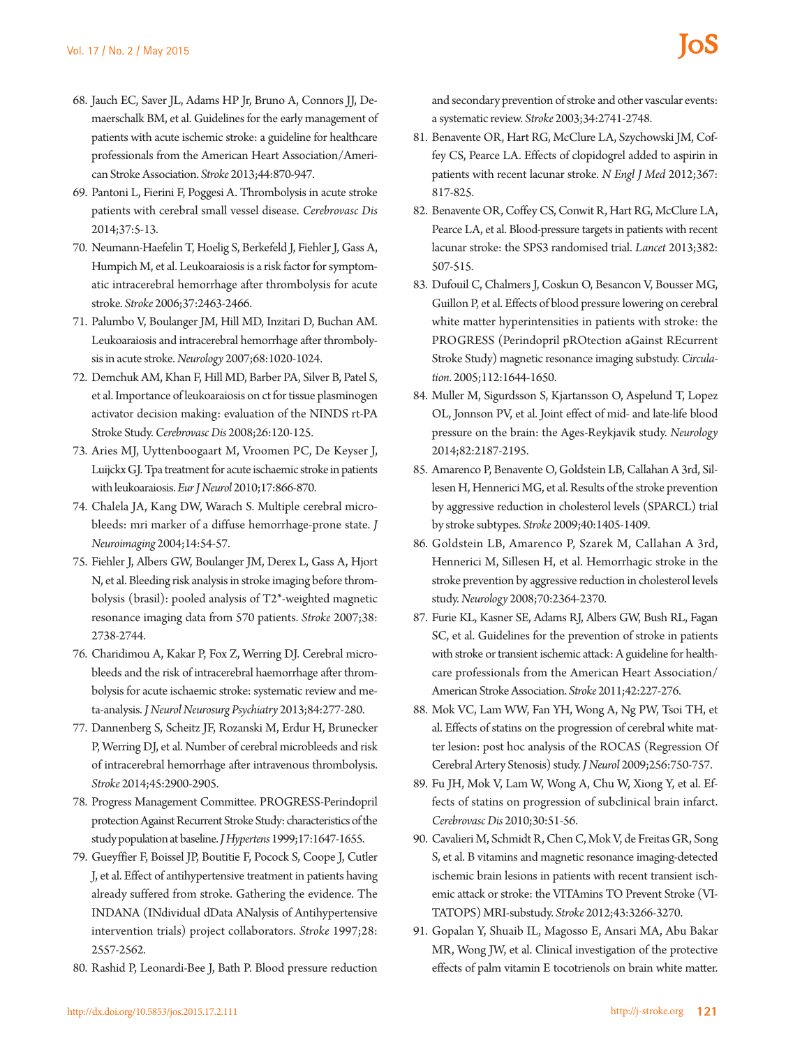68. Jauch EC, Saver JL, Adams HP Jr, Bruno A, Connors JJ, Demaerschalk BM, et al. Guidelines for the early management of patients with acute ischemic stroke: a guideline for healthcare professionals from the American Heart Association/American Stroke Association. *Stroke* 2013;44:870-947.
69. Pantoni L, Fierini F, Poggesi A. Thrombolysis in acute stroke patients with cerebral small vessel disease. *Cerebrovasc Dis* 2014;37:5-13.
70. Neumann-Haefelin T, Hoelig S, Berkefeld J, Fiehler J, Gass A, Humpich M, et al. Leukoaraiosis is a risk factor for symptomatic intracerebral hemorrhage after thrombolysis for acute stroke. *Stroke* 2006;37:2463-2466.
71. Palumbo V, Boulanger JM, Hill MD, Inzitari D, Buchan AM. Leukoaraiosis and intracerebral hemorrhage after thrombolysis in acute stroke. *Neurology* 2007;68:1020-1024.
72. Demchuk AM, Khan F, Hill MD, Barber PA, Silver B, Patel S, et al. Importance of leukoaraiosis on ct for tissue plasminogen activator decision making: evaluation of the NINDS rt-PA Stroke Study. *Cerebrovasc Dis* 2008;26:120-125.
73. Aries MJ, Uyttenboogaart M, Vroomen PC, De Keyser J, Luijckx GJ. Tpa treatment for acute ischaemic stroke in patients with leukoaraiosis. *Eur J Neurol* 2010;17:866-870.
74. Chalela JA, Kang DW, Warach S. Multiple cerebral microbleeds: mri marker of a diffuse hemorrhage-prone state. *J Neuroimaging* 2004;14:54-57.
75. Fiehler J, Albers GW, Boulanger JM, Derex L, Gass A, Hjort N, et al. Bleeding risk analysis in stroke imaging before thrombolysis (brasil): pooled analysis of T2*-weighted magnetic resonance imaging data from 570 patients. *Stroke* 2007;38:2738-2744.
76. Charidimou A, Kakar P, Fox Z, Werring DJ. Cerebral microbleeds and the risk of intracerebral haemorrhage after thrombolysis for acute ischaemic stroke: systematic review and meta-analysis. *J Neurol Neurosurg Psychiatry* 2013;84:277-280.
77. Dannenberg S, Scheitz JF, Rozanski M, Erdur H, Brunecker P, Werring DJ, et al. Number of cerebral microbleeds and risk of intracerebral hemorrhage after intravenous thrombolysis. *Stroke* 2014;45:2900-2905.
78. Progress Management Committee. PROGRESS-Perindopril protection Against Recurrent Stroke Study: characteristics of the study population at baseline. *J Hypertens* 1999;17:1647-1655.
79. Gueyffier F, Boissel JP, Boutitie F, Pocock S, Coope J, Cutler J, et al. Effect of antihypertensive treatment in patients having already suffered from stroke. Gathering the evidence. The INDANA (INdividual dData ANalysis of Antihypertensive intervention trials) project collaborators. *Stroke* 1997;28:2557-2562.
80. Rashid P, Leonardi-Bee J, Bath P. Blood pressure reduction and secondary prevention of stroke and other vascular events: a systematic review. *Stroke* 2003;34:2741-2748.
81. Benavente OR, Hart RG, McClure LA, Szychowski JM, Coffey CS, Pearce LA. Effects of clopidogrel added to aspirin in patients with recent lacunar stroke. *N Engl J Med* 2012;367:817-825.
82. Benavente OR, Coffey CS, Conwit R, Hart RG, McClure LA, Pearce LA, et al. Blood-pressure targets in patients with recent lacunar stroke: the SPS3 randomised trial. *Lancet* 2013;382:507-515.
83. Dufouil C, Chalmers J, Coskun O, Besancon V, Bousser MG, Guillon P, et al. Effects of blood pressure lowering on cerebral white matter hyperintensities in patients with stroke: the PROGRESS (Perindopril pROtection aGainst REcurrent Stroke Study) magnetic resonance imaging substudy. *Circulation.* 2005;112:1644-1650.
84. Muller M, Sigurdsson S, Kjartansson O, Aspelund T, Lopez OL, Jonnson PV, et al. Joint effect of mid- and late-life blood pressure on the brain: the Ages-Reykjavik study. *Neurology* 2014;82:2187-2195.
85. Amarenco P, Benavente O, Goldstein LB, Callahan A 3rd, Sillesen H, Hennerici MG, et al. Results of the stroke prevention by aggressive reduction in cholesterol levels (SPARCL) trial by stroke subtypes. *Stroke* 2009;40:1405-1409.
86. Goldstein LB, Amarenco P, Szarek M, Callahan A 3rd, Hennerici M, Sillesen H, et al. Hemorrhagic stroke in the stroke prevention by aggressive reduction in cholesterol levels study. *Neurology* 2008;70:2364-2370.
87. Furie KL, Kasner SE, Adams RJ, Albers GW, Bush RL, Fagan SC, et al. Guidelines for the prevention of stroke in patients with stroke or transient ischemic attack: A guideline for healthcare professionals from the American Heart Association/American Stroke Association. *Stroke* 2011;42:227-276.
88. Mok VC, Lam WW, Fan YH, Wong A, Ng PW, Tsoi TH, et al. Effects of statins on the progression of cerebral white matter lesion: post hoc analysis of the ROCAS (Regression Of Cerebral Artery Stenosis) study. *J Neurol* 2009;256:750-757.
89. Fu JH, Mok V, Lam W, Wong A, Chu W, Xiong Y, et al. Effects of statins on progression of subclinical brain infarct. *Cerebrovasc Dis* 2010;30:51-56.
90. Cavalieri M, Schmidt R, Chen C, Mok V, de Freitas GR, Song S, et al. B vitamins and magnetic resonance imaging-detected ischemic brain lesions in patients with recent transient ischemic attack or stroke: the VITAmins TO Prevent Stroke (VITATOPS) MRI-substudy. *Stroke* 2012;43:3266-3270.
91. Gopalan Y, Shuaib IL, Magosso E, Ansari MA, Abu Bakar MR, Wong JW, et al. Clinical investigation of the protective effects of palm vitamin E tocotrienols on brain white matter.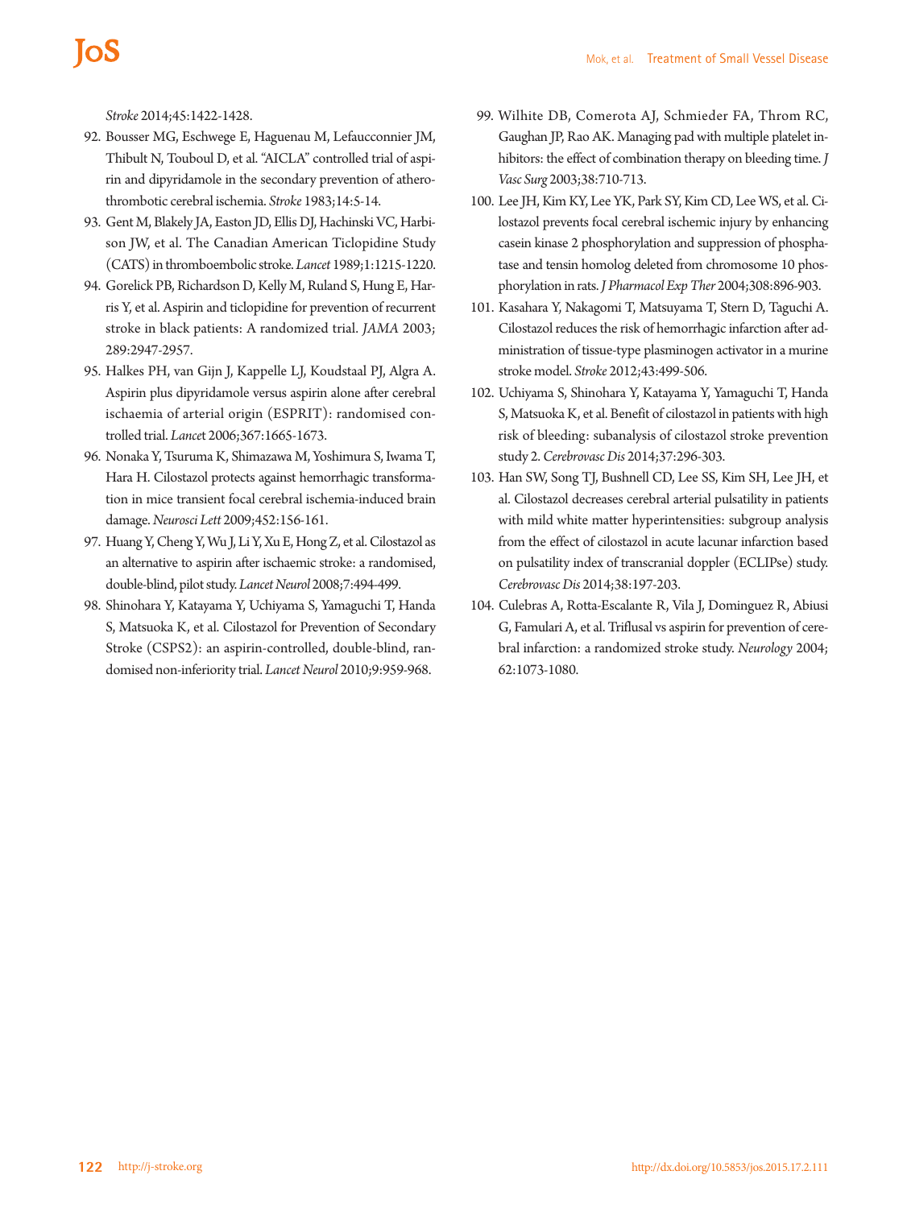*Stroke* 2014;45:1422-1428.

92. Bousser MG, Eschwege E, Haguenau M, Lefaucconnier JM, Thibult N, Touboul D, et al. "AICLA" controlled trial of aspirin and dipyridamole in the secondary prevention of atherothrombotic cerebral ischemia. *Stroke* 1983;14:5-14.
93. Gent M, Blakely JA, Easton JD, Ellis DJ, Hachinski VC, Harbison JW, et al. The Canadian American Ticlopidine Study (CATS) in thromboembolic stroke. *Lancet* 1989;1:1215-1220.
94. Gorelick PB, Richardson D, Kelly M, Ruland S, Hung E, Harris Y, et al. Aspirin and ticlopidine for prevention of recurrent stroke in black patients: A randomized trial. *JAMA* 2003; 289:2947-2957.
95. Halkes PH, van Gijn J, Kappelle LJ, Koudstaal PJ, Algra A. Aspirin plus dipyridamole versus aspirin alone after cerebral ischaemia of arterial origin (ESPRIT): randomised controlled trial. *Lancet* 2006;367:1665-1673.
96. Nonaka Y, Tsuruma K, Shimazawa M, Yoshimura S, Iwama T, Hara H. Cilostazol protects against hemorrhagic transformation in mice transient focal cerebral ischemia-induced brain damage. *Neurosci Lett* 2009;452:156-161.
97. Huang Y, Cheng Y, Wu J, Li Y, Xu E, Hong Z, et al. Cilostazol as an alternative to aspirin after ischaemic stroke: a randomised, double-blind, pilot study. *Lancet Neurol* 2008;7:494-499.
98. Shinohara Y, Katayama Y, Uchiyama S, Yamaguchi T, Handa S, Matsuoka K, et al. Cilostazol for Prevention of Secondary Stroke (CSPS2): an aspirin-controlled, double-blind, randomised non-inferiority trial. *Lancet Neurol* 2010;9:959-968.
99. Wilhite DB, Comerota AJ, Schmieder FA, Throm RC, Gaughan JP, Rao AK. Managing pad with multiple platelet inhibitors: the effect of combination therapy on bleeding time. *J Vasc Surg* 2003;38:710-713.
100. Lee JH, Kim KY, Lee YK, Park SY, Kim CD, Lee WS, et al. Cilostazol prevents focal cerebral ischemic injury by enhancing casein kinase 2 phosphorylation and suppression of phosphatase and tensin homolog deleted from chromosome 10 phosphorylation in rats. *J Pharmacol Exp Ther* 2004;308:896-903.
101. Kasahara Y, Nakagomi T, Matsuyama T, Stern D, Taguchi A. Cilostazol reduces the risk of hemorrhagic infarction after administration of tissue-type plasminogen activator in a murine stroke model. *Stroke* 2012;43:499-506.
102. Uchiyama S, Shinohara Y, Katayama Y, Yamaguchi T, Handa S, Matsuoka K, et al. Benefit of cilostazol in patients with high risk of bleeding: subanalysis of cilostazol stroke prevention study 2. *Cerebrovasc Dis* 2014;37:296-303.
103. Han SW, Song TJ, Bushnell CD, Lee SS, Kim SH, Lee JH, et al. Cilostazol decreases cerebral arterial pulsatility in patients with mild white matter hyperintensities: subgroup analysis from the effect of cilostazol in acute lacunar infarction based on pulsatility index of transcranial doppler (ECLIPse) study. *Cerebrovasc Dis* 2014;38:197-203.
104. Culebras A, Rotta-Escalante R, Vila J, Dominguez R, Abiusi G, Famulari A, et al. Triflusal vs aspirin for prevention of cerebral infarction: a randomized stroke study. *Neurology* 2004; 62:1073-1080.